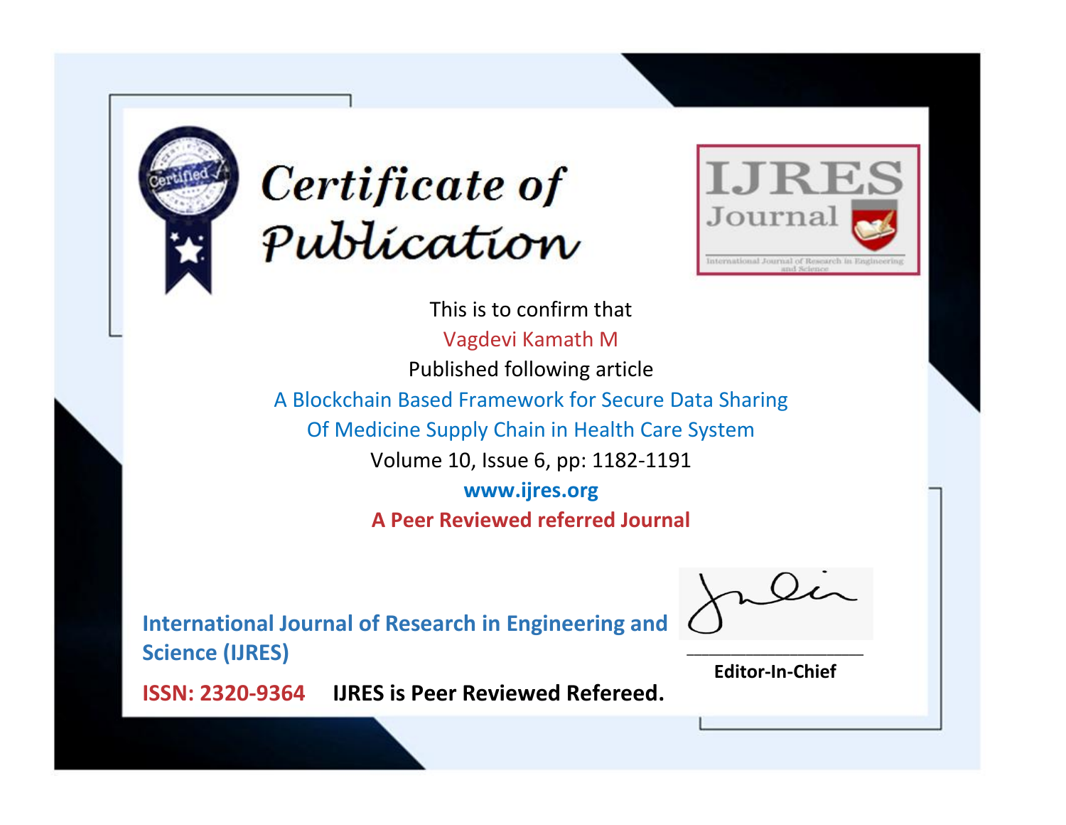# Certificate of Publication

**IJRES Journal**

International Journal of Research in Engineering and Science

This is to confirm that

Vagdevi Kamath M

Published following article

A Blockchain Based Framework for Secure Data Sharing Of Medicine Supply Chain in Health Care System

Volume 10, Issue 6, pp: 1182-1191

**www.ijres.org**

**A Peer Reviewed referred Journal**

**International Journal of Research in Engineering and Science (IJRES)**

**ISSN: 2320-9364** **IJRES is Peer Reviewed Refereed.**

**Editor-In-Chief**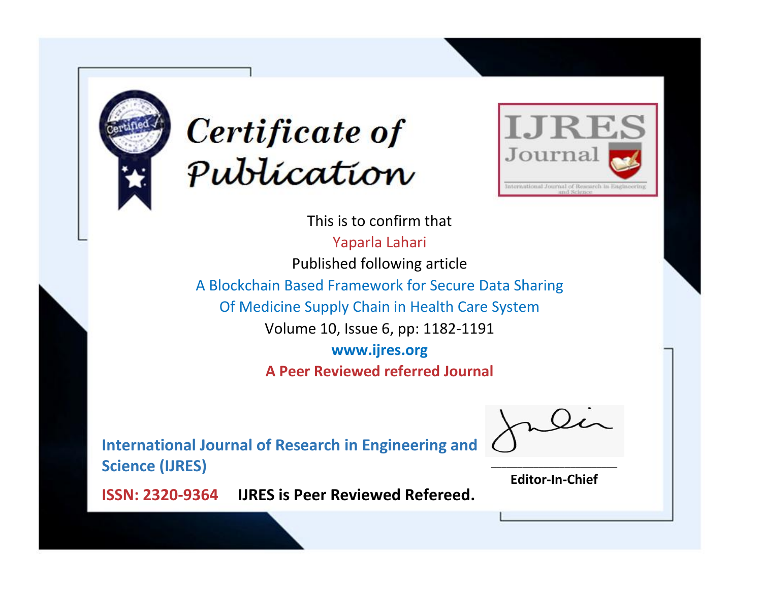# Certificate of Publication

**IJRES Journal**

International Journal of Research in Engineering and Science

This is to confirm that

Yaparla Lahari

Published following article

A Blockchain Based Framework for Secure Data Sharing Of Medicine Supply Chain in Health Care System

Volume 10, Issue 6, pp: 1182-1191

**www.ijres.org**

**A Peer Reviewed referred Journal**

**International Journal of Research in Engineering and Science (IJRES)**

**ISSN: 2320-9364** **IJRES is Peer Reviewed Refereed.**

**Editor-In-Chief**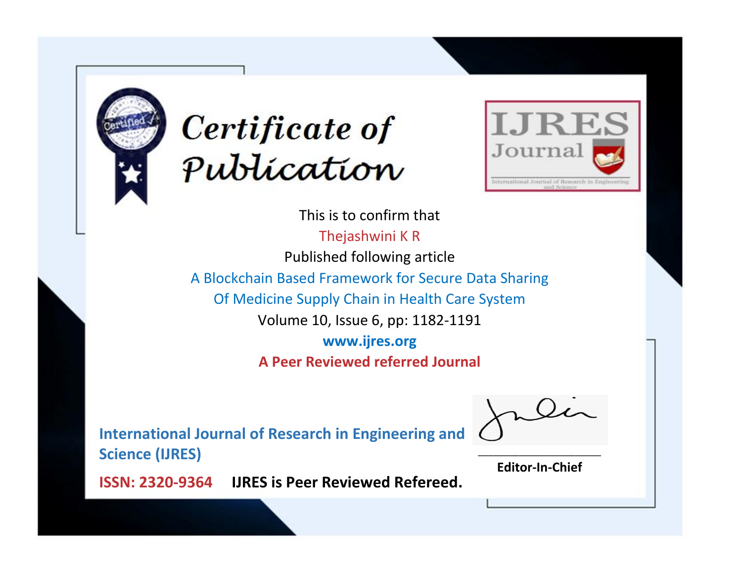# Certificate of Publication

**IJRES Journal**

International Journal of Research in Engineering and Science

This is to confirm that

Thejashwini K R

Published following article

A Blockchain Based Framework for Secure Data Sharing Of Medicine Supply Chain in Health Care System

Volume 10, Issue 6, pp: 1182-1191

**www.ijres.org**

**A Peer Reviewed referred Journal**

**International Journal of Research in Engineering and Science (IJRES)**

**ISSN: 2320-9364** **IJRES is Peer Reviewed Refereed.**

**Editor-In-Chief**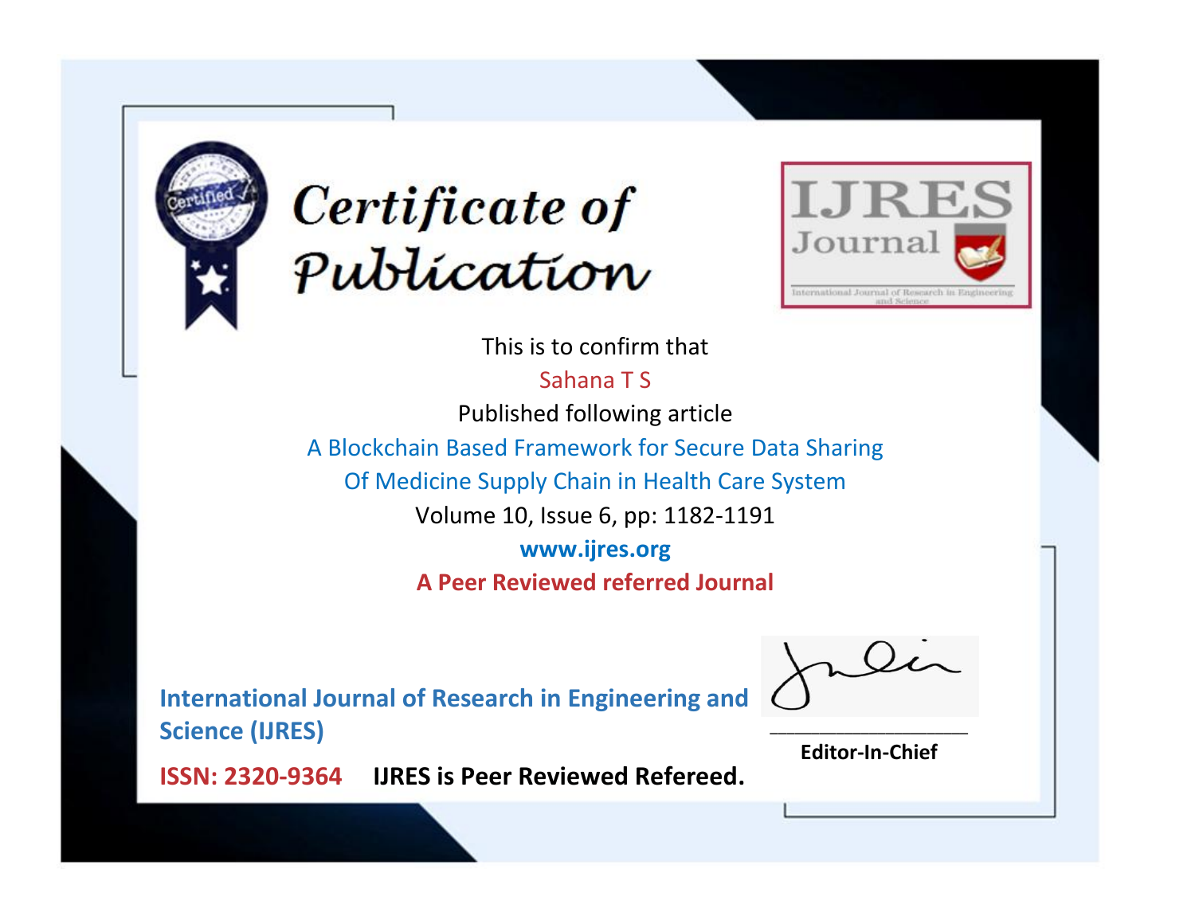# Certificate of Publication

IJRES Journal

International Journal of Research in Engineering and Science

This is to confirm that

Sahana T S

Published following article

A Blockchain Based Framework for Secure Data Sharing Of Medicine Supply Chain in Health Care System

Volume 10, Issue 6, pp: 1182-1191

**www.ijres.org**

**A Peer Reviewed referred Journal**

**International Journal of Research in Engineering and Science (IJRES)**

**ISSN: 2320-9364** **IJRES is Peer Reviewed Refereed.**

**Editor-In-Chief**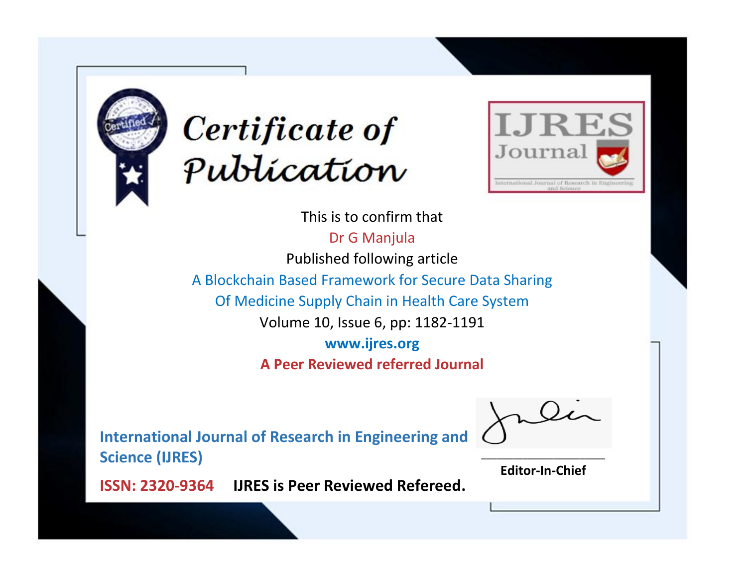# Certificate of Publication

IJRES Journal

International Journal of Research in Engineering and Science

This is to confirm that

Dr G Manjula

Published following article

A Blockchain Based Framework for Secure Data Sharing Of Medicine Supply Chain in Health Care System

Volume 10, Issue 6, pp: 1182-1191

**www.ijres.org**

**A Peer Reviewed referred Journal**

**International Journal of Research in Engineering and Science (IJRES)**

**ISSN: 2320-9364** **IJRES is Peer Reviewed Refereed.**

**Editor-In-Chief**